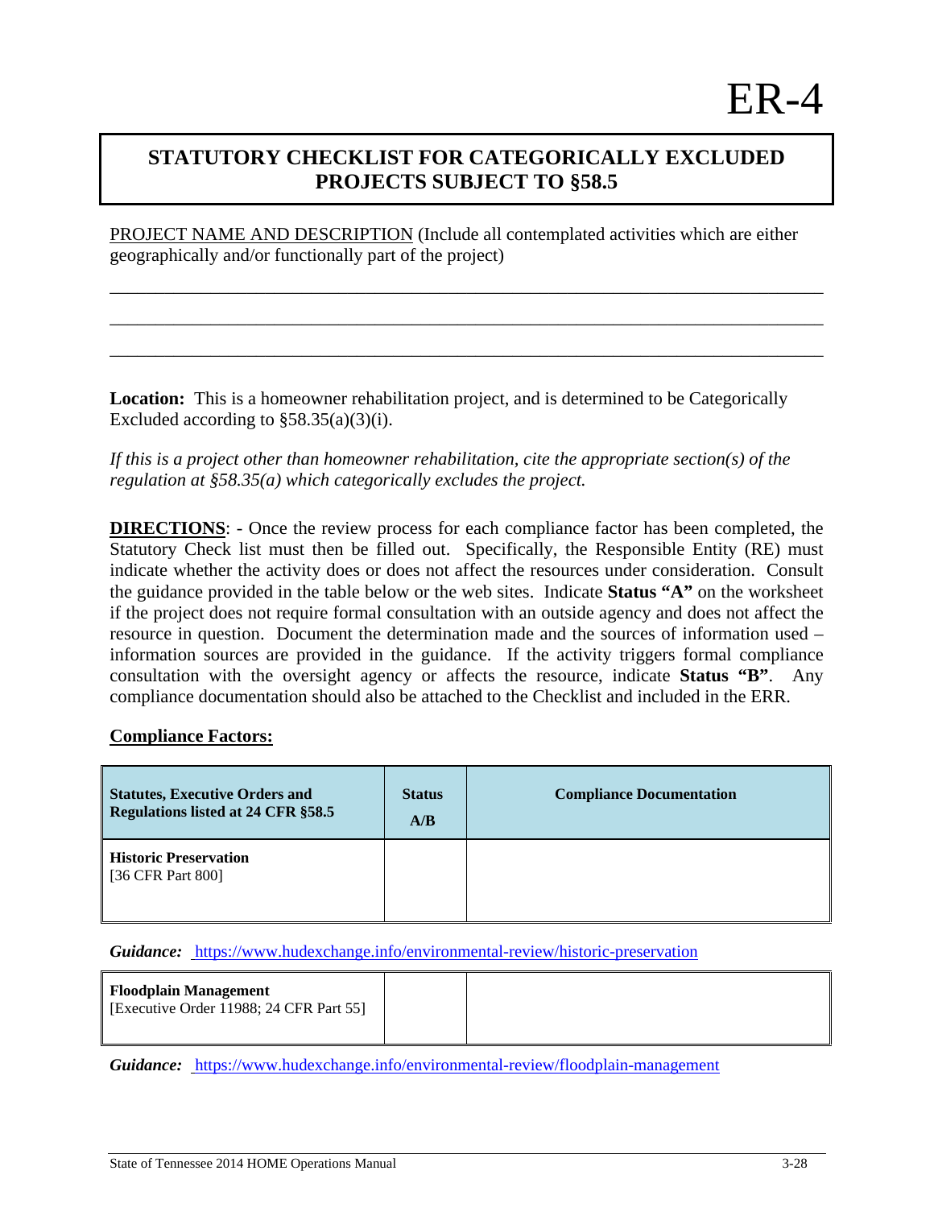# ER-4

## STATUTORY CHECKLIST FOR CATEGORICALLY EXCLUDED PROJECTS SUBJECT TO §58.5

PROJECT NAME AND DESCRIPTION (Include all contemplated activities which are either geographically and/or functionally part of the project)

___________________________________________________________________________

___________________________________________________________________________

___________________________________________________________________________

**Location:** This is a homeowner rehabilitation project, and is determined to be Categorically Excluded according to §58.35(a)(3)(i).

*If this is a project other than homeowner rehabilitation, cite the appropriate section(s) of the regulation at §58.35(a) which categorically excludes the project.*

**DIRECTIONS**: - Once the review process for each compliance factor has been completed, the Statutory Check list must then be filled out. Specifically, the Responsible Entity (RE) must indicate whether the activity does or does not affect the resources under consideration. Consult the guidance provided in the table below or the web sites. Indicate **Status "A"** on the worksheet if the project does not require formal consultation with an outside agency and does not affect the resource in question. Document the determination made and the sources of information used – information sources are provided in the guidance. If the activity triggers formal compliance consultation with the oversight agency or affects the resource, indicate **Status "B"**. Any compliance documentation should also be attached to the Checklist and included in the ERR.

**Compliance Factors:**

| **Statutes, Executive Orders and Regulations listed at 24 CFR §58.5** | **Status A/B** | **Compliance Documentation** |
|---|---|---|
| **Historic Preservation** [36 CFR Part 800] | | |

***Guidance:*** https://www.hudexchange.info/environmental-review/historic-preservation

| | | |
|---|---|---|
| **Floodplain Management** [Executive Order 11988; 24 CFR Part 55] | | |

***Guidance:*** https://www.hudexchange.info/environmental-review/floodplain-management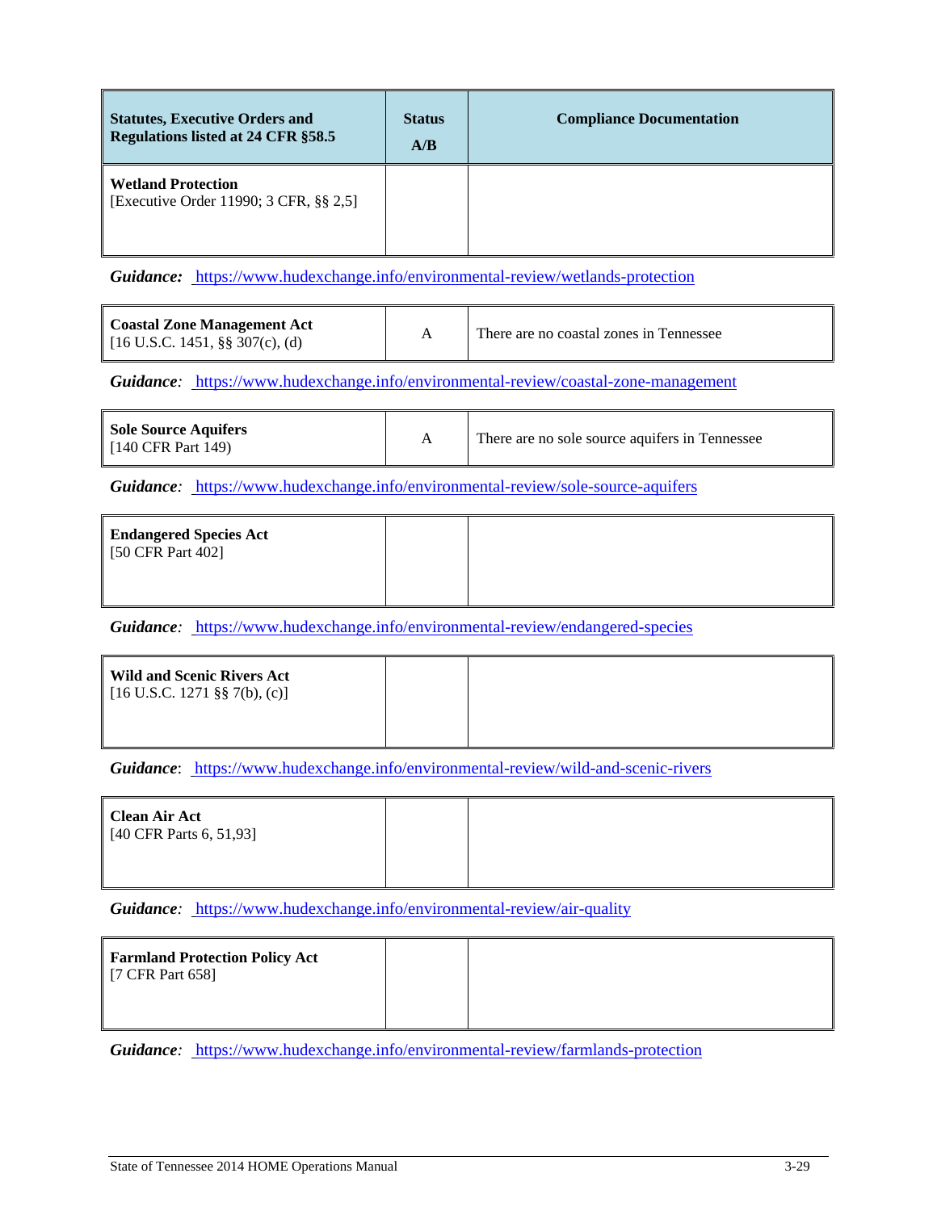| Statutes, Executive Orders and Regulations listed at 24 CFR §58.5 | Status A/B | Compliance Documentation |
| --- | --- | --- |
| **Wetland Protection** [Executive Order 11990; 3 CFR, §§ 2,5] | | |

***Guidance:*** https://www.hudexchange.info/environmental-review/wetlands-protection

| | | |
| --- | --- | --- |
| **Coastal Zone Management Act** [16 U.S.C. 1451, §§ 307(c), (d) | A | There are no coastal zones in Tennessee |

***Guidance:*** https://www.hudexchange.info/environmental-review/coastal-zone-management

| | | |
| --- | --- | --- |
| **Sole Source Aquifers** [140 CFR Part 149) | A | There are no sole source aquifers in Tennessee |

***Guidance:*** https://www.hudexchange.info/environmental-review/sole-source-aquifers

| | | |
| --- | --- | --- |
| **Endangered Species Act** [50 CFR Part 402] | | |

***Guidance:*** https://www.hudexchange.info/environmental-review/endangered-species

| | | |
| --- | --- | --- |
| **Wild and Scenic Rivers Act** [16 U.S.C. 1271 §§ 7(b), (c)] | | |

***Guidance***: https://www.hudexchange.info/environmental-review/wild-and-scenic-rivers

| | | |
| --- | --- | --- |
| **Clean Air Act** [40 CFR Parts 6, 51,93] | | |

***Guidance:*** https://www.hudexchange.info/environmental-review/air-quality

| | | |
| --- | --- | --- |
| **Farmland Protection Policy Act** [7 CFR Part 658] | | |

***Guidance:*** https://www.hudexchange.info/environmental-review/farmlands-protection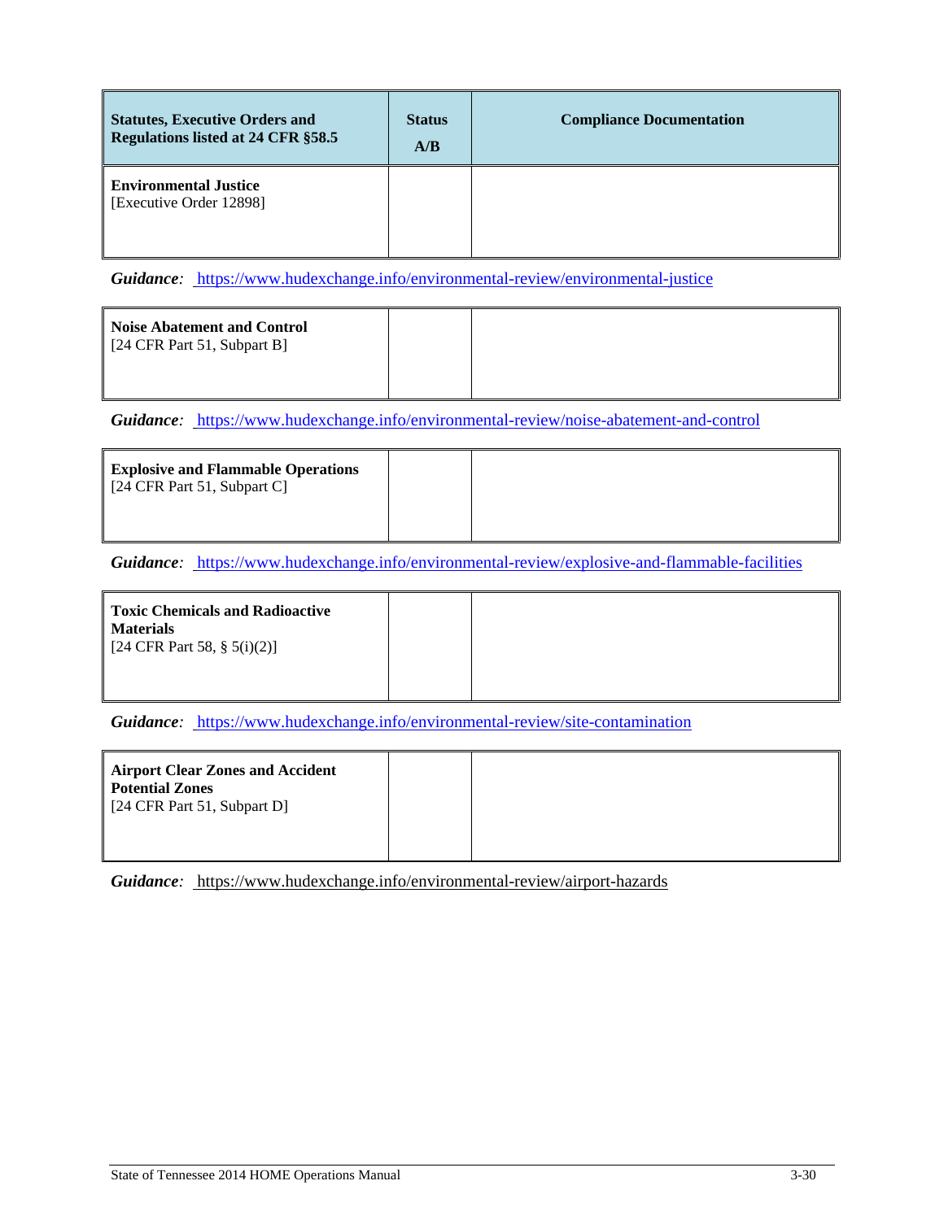| Statutes, Executive Orders and Regulations listed at 24 CFR §58.5 | Status A/B | Compliance Documentation |
|---|---|---|
| **Environmental Justice** [Executive Order 12898] | | |

***Guidance:*** https://www.hudexchange.info/environmental-review/environmental-justice

| | | |
|---|---|---|
| **Noise Abatement and Control** [24 CFR Part 51, Subpart B] | | |

***Guidance:*** https://www.hudexchange.info/environmental-review/noise-abatement-and-control

| | | |
|---|---|---|
| **Explosive and Flammable Operations** [24 CFR Part 51, Subpart C] | | |

***Guidance:*** https://www.hudexchange.info/environmental-review/explosive-and-flammable-facilities

| | | |
|---|---|---|
| **Toxic Chemicals and Radioactive Materials** [24 CFR Part 58, § 5(i)(2)] | | |

***Guidance:*** https://www.hudexchange.info/environmental-review/site-contamination

| | | |
|---|---|---|
| **Airport Clear Zones and Accident Potential Zones** [24 CFR Part 51, Subpart D] | | |

***Guidance:*** https://www.hudexchange.info/environmental-review/airport-hazards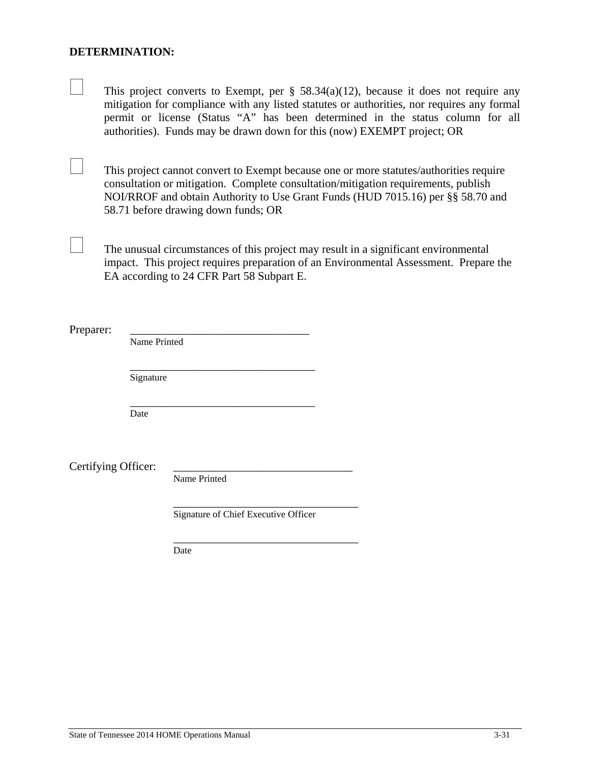**DETERMINATION:**

☐ This project converts to Exempt, per § 58.34(a)(12), because it does not require any mitigation for compliance with any listed statutes or authorities, nor requires any formal permit or license (Status "A" has been determined in the status column for all authorities). Funds may be drawn down for this (now) EXEMPT project; OR

☐ This project cannot convert to Exempt because one or more statutes/authorities require consultation or mitigation. Complete consultation/mitigation requirements, publish NOI/RROF and obtain Authority to Use Grant Funds (HUD 7015.16) per §§ 58.70 and 58.71 before drawing down funds; OR

☐ The unusual circumstances of this project may result in a significant environmental impact. This project requires preparation of an Environmental Assessment. Prepare the EA according to 24 CFR Part 58 Subpart E.

Preparer: ________________________________
Name Printed

________________________________
Signature

________________________________
Date

Certifying Officer: ________________________________
Name Printed

________________________________
Signature of Chief Executive Officer

________________________________
Date